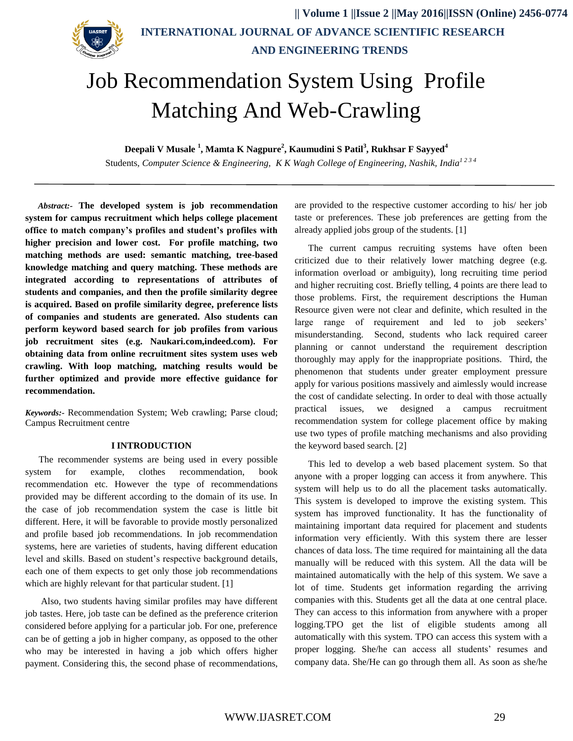# Job Recommendation System Using Profile Matching And Web-Crawling

**Deepali V Musale [1], Mamta K Nagpure[2], Kaumudini S Patil[3], Rukhsar F Sayyed[4]**

Students, *Computer Science & Engineering, K K Wagh College of Engineering, Nashik, India*[1 2 3 4]

***Abstract:-*** **The developed system is job recommendation system for campus recruitment which helps college placement office to match company's profiles and student's profiles with higher precision and lower cost. For profile matching, two matching methods are used: semantic matching, tree-based knowledge matching and query matching. These methods are integrated according to representations of attributes of students and companies, and then the profile similarity degree is acquired. Based on profile similarity degree, preference lists of companies and students are generated. Also students can perform keyword based search for job profiles from various job recruitment sites (e.g. Naukari.com,indeed.com). For obtaining data from online recruitment sites system uses web crawling. With loop matching, matching results would be further optimized and provide more effective guidance for recommendation.**

***Keywords:-*** Recommendation System; Web crawling; Parse cloud; Campus Recruitment centre

## I INTRODUCTION

The recommender systems are being used in every possible system for example, clothes recommendation, book recommendation etc. However the type of recommendations provided may be different according to the domain of its use. In the case of job recommendation system the case is little bit different. Here, it will be favorable to provide mostly personalized and profile based job recommendations. In job recommendation systems, here are varieties of students, having different education level and skills. Based on student's respective background details, each one of them expects to get only those job recommendations which are highly relevant for that particular student. [1]

Also, two students having similar profiles may have different job tastes. Here, job taste can be defined as the preference criterion considered before applying for a particular job. For one, preference can be of getting a job in higher company, as opposed to the other who may be interested in having a job which offers higher payment. Considering this, the second phase of recommendations, are provided to the respective customer according to his/ her job taste or preferences. These job preferences are getting from the already applied jobs group of the students. [1]

The current campus recruiting systems have often been criticized due to their relatively lower matching degree (e.g. information overload or ambiguity), long recruiting time period and higher recruiting cost. Briefly telling, 4 points are there lead to those problems. First, the requirement descriptions the Human Resource given were not clear and definite, which resulted in the large range of requirement and led to job seekers' misunderstanding. Second, students who lack required career planning or cannot understand the requirement description thoroughly may apply for the inappropriate positions. Third, the phenomenon that students under greater employment pressure apply for various positions massively and aimlessly would increase the cost of candidate selecting. In order to deal with those actually practical issues, we designed a campus recruitment recommendation system for college placement office by making use two types of profile matching mechanisms and also providing the keyword based search. [2]

This led to develop a web based placement system. So that anyone with a proper logging can access it from anywhere. This system will help us to do all the placement tasks automatically. This system is developed to improve the existing system. This system has improved functionality. It has the functionality of maintaining important data required for placement and students information very efficiently. With this system there are lesser chances of data loss. The time required for maintaining all the data manually will be reduced with this system. All the data will be maintained automatically with the help of this system. We save a lot of time. Students get information regarding the arriving companies with this. Students get all the data at one central place. They can access to this information from anywhere with a proper logging.TPO get the list of eligible students among all automatically with this system. TPO can access this system with a proper logging. She/he can access all students' resumes and company data. She/He can go through them all. As soon as she/he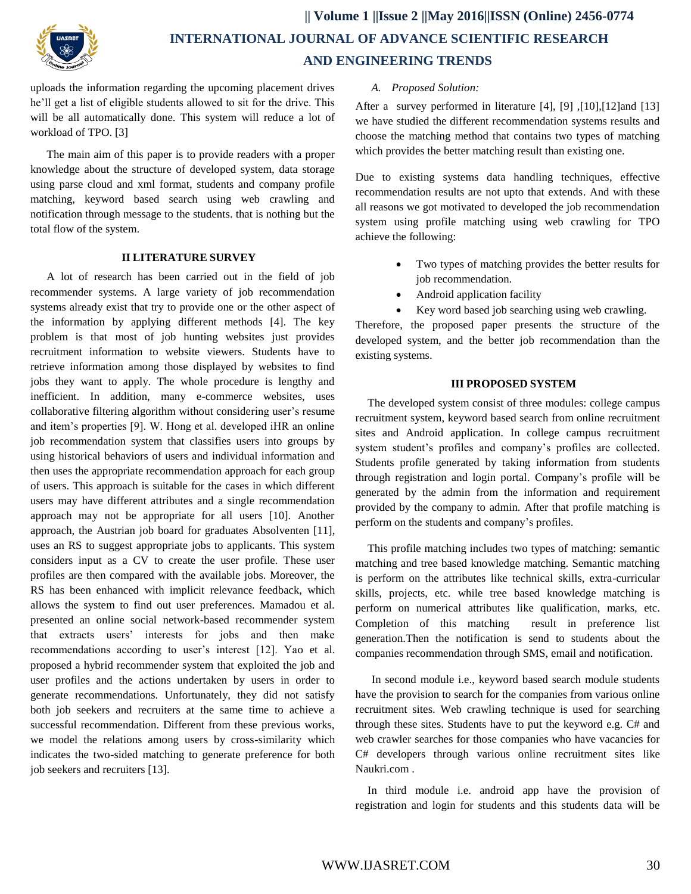uploads the information regarding the upcoming placement drives he'll get a list of eligible students allowed to sit for the drive. This will be all automatically done. This system will reduce a lot of workload of TPO. [3]

The main aim of this paper is to provide readers with a proper knowledge about the structure of developed system, data storage using parse cloud and xml format, students and company profile matching, keyword based search using web crawling and notification through message to the students. that is nothing but the total flow of the system.

## II LITERATURE SURVEY

A lot of research has been carried out in the field of job recommender systems. A large variety of job recommendation systems already exist that try to provide one or the other aspect of the information by applying different methods [4]. The key problem is that most of job hunting websites just provides recruitment information to website viewers. Students have to retrieve information among those displayed by websites to find jobs they want to apply. The whole procedure is lengthy and inefficient. In addition, many e-commerce websites, uses collaborative filtering algorithm without considering user's resume and item's properties [9]. W. Hong et al. developed iHR an online job recommendation system that classifies users into groups by using historical behaviors of users and individual information and then uses the appropriate recommendation approach for each group of users. This approach is suitable for the cases in which different users may have different attributes and a single recommendation approach may not be appropriate for all users [10]. Another approach, the Austrian job board for graduates Absolventen [11], uses an RS to suggest appropriate jobs to applicants. This system considers input as a CV to create the user profile. These user profiles are then compared with the available jobs. Moreover, the RS has been enhanced with implicit relevance feedback, which allows the system to find out user preferences. Mamadou et al. presented an online social network-based recommender system that extracts users' interests for jobs and then make recommendations according to user's interest [12]. Yao et al. proposed a hybrid recommender system that exploited the job and user profiles and the actions undertaken by users in order to generate recommendations. Unfortunately, they did not satisfy both job seekers and recruiters at the same time to achieve a successful recommendation. Different from these previous works, we model the relations among users by cross-similarity which indicates the two-sided matching to generate preference for both job seekers and recruiters [13].

### *A. Proposed Solution:*

After a survey performed in literature [4], [9] ,[10],[12]and [13] we have studied the different recommendation systems results and choose the matching method that contains two types of matching which provides the better matching result than existing one.

Due to existing systems data handling techniques, effective recommendation results are not upto that extends. And with these all reasons we got motivated to developed the job recommendation system using profile matching using web crawling for TPO achieve the following:

- Two types of matching provides the better results for job recommendation.
- Android application facility
- Key word based job searching using web crawling.

Therefore, the proposed paper presents the structure of the developed system, and the better job recommendation than the existing systems.

## III PROPOSED SYSTEM

The developed system consist of three modules: college campus recruitment system, keyword based search from online recruitment sites and Android application. In college campus recruitment system student's profiles and company's profiles are collected. Students profile generated by taking information from students through registration and login portal. Company's profile will be generated by the admin from the information and requirement provided by the company to admin. After that profile matching is perform on the students and company's profiles.

This profile matching includes two types of matching: semantic matching and tree based knowledge matching. Semantic matching is perform on the attributes like technical skills, extra-curricular skills, projects, etc. while tree based knowledge matching is perform on numerical attributes like qualification, marks, etc. Completion of this matching result in preference list generation.Then the notification is send to students about the companies recommendation through SMS, email and notification.

In second module i.e., keyword based search module students have the provision to search for the companies from various online recruitment sites. Web crawling technique is used for searching through these sites. Students have to put the keyword e.g. C# and web crawler searches for those companies who have vacancies for C# developers through various online recruitment sites like Naukri.com .

In third module i.e. android app have the provision of registration and login for students and this students data will be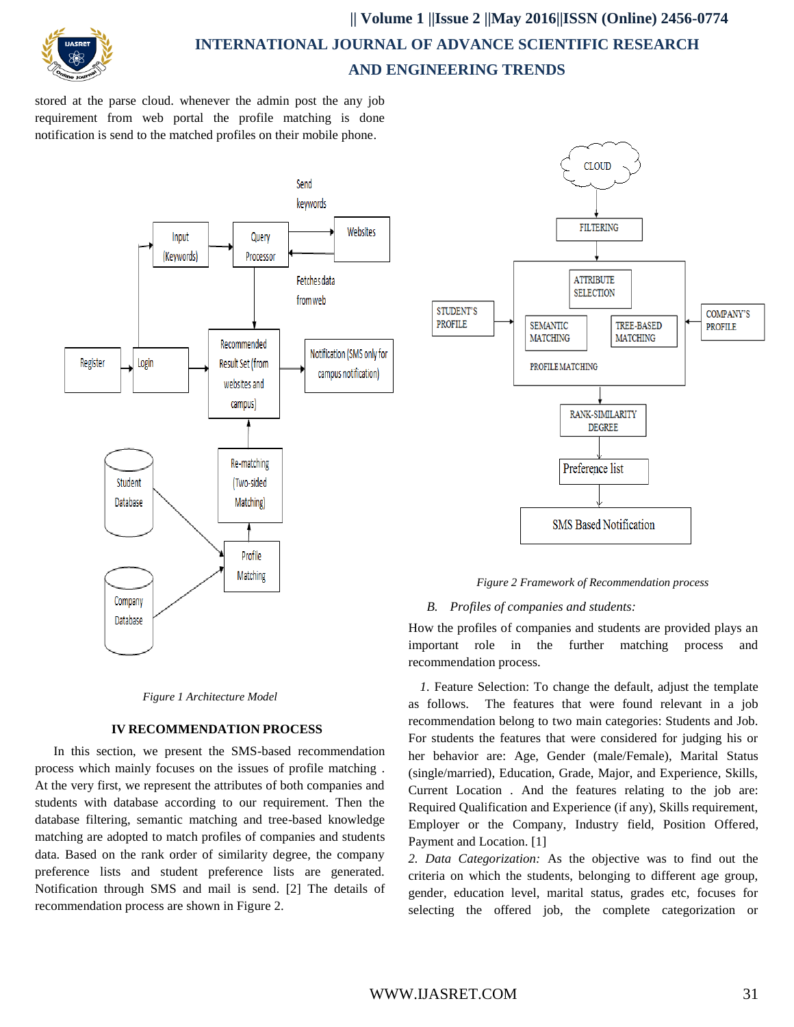stored at the parse cloud. whenever the admin post the any job requirement from web portal the profile matching is done notification is send to the matched profiles on their mobile phone.

Figure 1 Architecture Model

## IV RECOMMENDATION PROCESS

In this section, we present the SMS-based recommendation process which mainly focuses on the issues of profile matching . At the very first, we represent the attributes of both companies and students with database according to our requirement. Then the database filtering, semantic matching and tree-based knowledge matching are adopted to match profiles of companies and students data. Based on the rank order of similarity degree, the company preference lists and student preference lists are generated. Notification through SMS and mail is send. [2] The details of recommendation process are shown in Figure 2.

*Figure 2 Framework of Recommendation process*

### *B. Profiles of companies and students:*

How the profiles of companies and students are provided plays an important role in the further matching process and recommendation process.

1. Feature Selection: To change the default, adjust the template as follows. The features that were found relevant in a job recommendation belong to two main categories: Students and Job. For students the features that were considered for judging his or her behavior are: Age, Gender (male/Female), Marital Status (single/married), Education, Grade, Major, and Experience, Skills, Current Location . And the features relating to the job are: Required Qualification and Experience (if any), Skills requirement, Employer or the Company, Industry field, Position Offered, Payment and Location. [1]

2. *Data Categorization:* As the objective was to find out the criteria on which the students, belonging to different age group, gender, education level, marital status, grades etc, focuses for selecting the offered job, the complete categorization or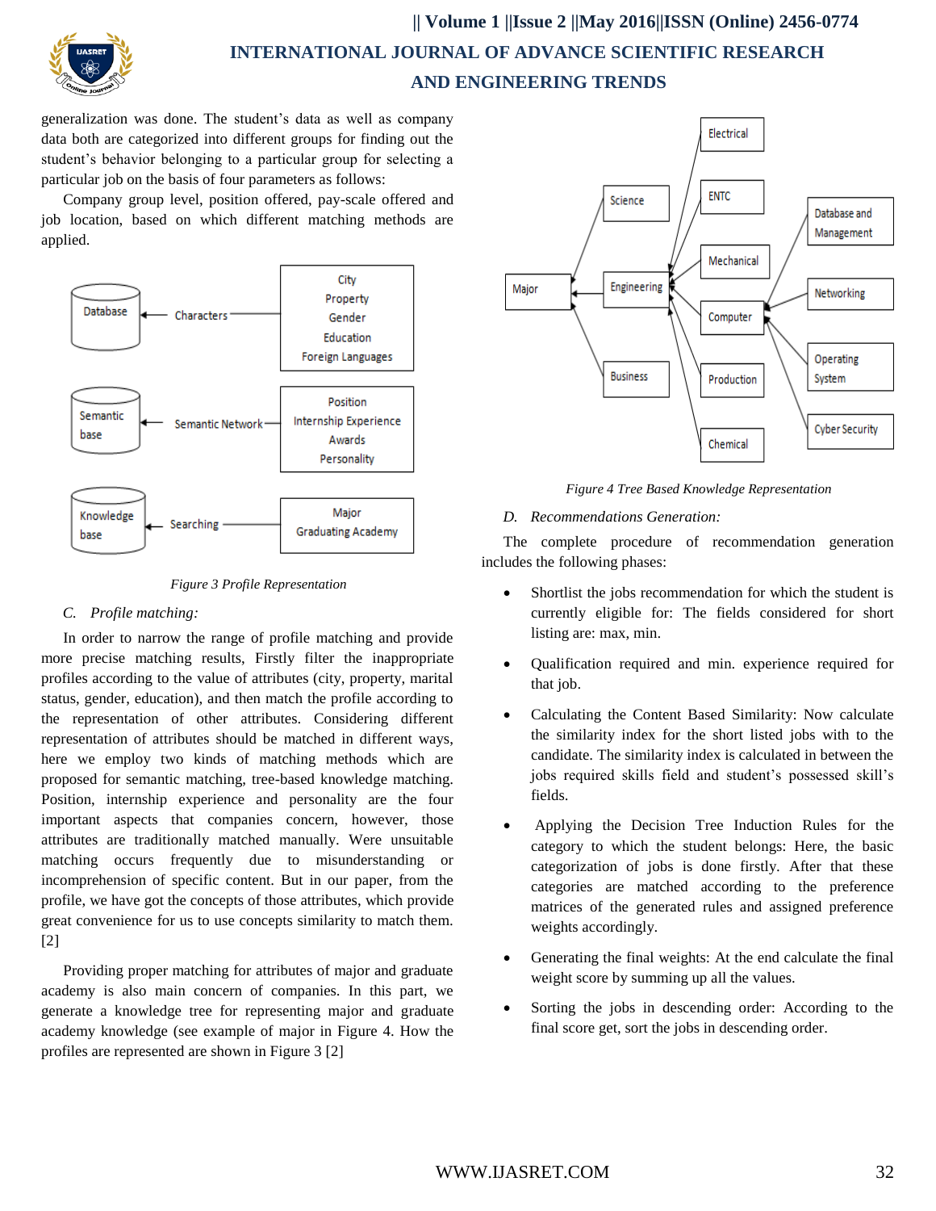generalization was done. The student's data as well as company data both are categorized into different groups for finding out the student's behavior belonging to a particular group for selecting a particular job on the basis of four parameters as follows:

Company group level, position offered, pay-scale offered and job location, based on which different matching methods are applied.

*Figure 3 Profile Representation*

*C. Profile matching:*

In order to narrow the range of profile matching and provide more precise matching results, Firstly filter the inappropriate profiles according to the value of attributes (city, property, marital status, gender, education), and then match the profile according to the representation of other attributes. Considering different representation of attributes should be matched in different ways, here we employ two kinds of matching methods which are proposed for semantic matching, tree-based knowledge matching. Position, internship experience and personality are the four important aspects that companies concern, however, those attributes are traditionally matched manually. Were unsuitable matching occurs frequently due to misunderstanding or incomprehension of specific content. But in our paper, from the profile, we have got the concepts of those attributes, which provide great convenience for us to use concepts similarity to match them. [2]

Providing proper matching for attributes of major and graduate academy is also main concern of companies. In this part, we generate a knowledge tree for representing major and graduate academy knowledge (see example of major in Figure 4. How the profiles are represented are shown in Figure 3 [2]

*Figure 4 Tree Based Knowledge Representation*

*D. Recommendations Generation:*

The complete procedure of recommendation generation includes the following phases:

- Shortlist the jobs recommendation for which the student is currently eligible for: The fields considered for short listing are: max, min.
- Qualification required and min. experience required for that job.
- Calculating the Content Based Similarity: Now calculate the similarity index for the short listed jobs with to the candidate. The similarity index is calculated in between the jobs required skills field and student's possessed skill's fields.
- Applying the Decision Tree Induction Rules for the category to which the student belongs: Here, the basic categorization of jobs is done firstly. After that these categories are matched according to the preference matrices of the generated rules and assigned preference weights accordingly.
- Generating the final weights: At the end calculate the final weight score by summing up all the values.
- Sorting the jobs in descending order: According to the final score get, sort the jobs in descending order.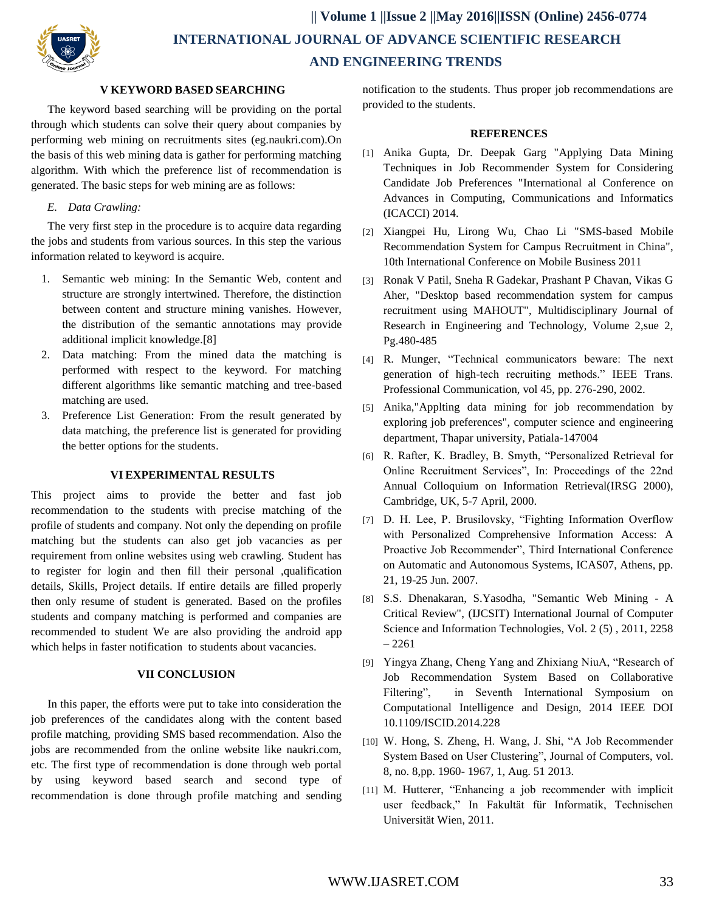## V KEYWORD BASED SEARCHING

The keyword based searching will be providing on the portal through which students can solve their query about companies by performing web mining on recruitments sites (eg.naukri.com).On the basis of this web mining data is gather for performing matching algorithm. With which the preference list of recommendation is generated. The basic steps for web mining are as follows:

*E. Data Crawling:*

The very first step in the procedure is to acquire data regarding the jobs and students from various sources. In this step the various information related to keyword is acquire.

1. Semantic web mining: In the Semantic Web, content and structure are strongly intertwined. Therefore, the distinction between content and structure mining vanishes. However, the distribution of the semantic annotations may provide additional implicit knowledge.[8]
2. Data matching: From the mined data the matching is performed with respect to the keyword. For matching different algorithms like semantic matching and tree-based matching are used.
3. Preference List Generation: From the result generated by data matching, the preference list is generated for providing the better options for the students.

## VI EXPERIMENTAL RESULTS

This project aims to provide the better and fast job recommendation to the students with precise matching of the profile of students and company. Not only the depending on profile matching but the students can also get job vacancies as per requirement from online websites using web crawling. Student has to register for login and then fill their personal ,qualification details, Skills, Project details. If entire details are filled properly then only resume of student is generated. Based on the profiles students and company matching is performed and companies are recommended to student We are also providing the android app which helps in faster notification to students about vacancies.

## VII CONCLUSION

In this paper, the efforts were put to take into consideration the job preferences of the candidates along with the content based profile matching, providing SMS based recommendation. Also the jobs are recommended from the online website like naukri.com, etc. The first type of recommendation is done through web portal by using keyword based search and second type of recommendation is done through profile matching and sending notification to the students. Thus proper job recommendations are provided to the students.

## REFERENCES

[1] Anika Gupta, Dr. Deepak Garg "Applying Data Mining Techniques in Job Recommender System for Considering Candidate Job Preferences "International al Conference on Advances in Computing, Communications and Informatics (ICACCI) 2014.

[2] Xiangpei Hu, Lirong Wu, Chao Li "SMS-based Mobile Recommendation System for Campus Recruitment in China", 10th International Conference on Mobile Business 2011

[3] Ronak V Patil, Sneha R Gadekar, Prashant P Chavan, Vikas G Aher, "Desktop based recommendation system for campus recruitment using MAHOUT", Multidisciplinary Journal of Research in Engineering and Technology, Volume 2,sue 2, Pg.480-485

[4] R. Munger, "Technical communicators beware: The next generation of high-tech recruiting methods." IEEE Trans. Professional Communication, vol 45, pp. 276-290, 2002.

[5] Anika,"Applting data mining for job recommendation by exploring job preferences", computer science and engineering department, Thapar university, Patiala-147004

[6] R. Rafter, K. Bradley, B. Smyth, "Personalized Retrieval for Online Recruitment Services", In: Proceedings of the 22nd Annual Colloquium on Information Retrieval(IRSG 2000), Cambridge, UK, 5-7 April, 2000.

[7] D. H. Lee, P. Brusilovsky, "Fighting Information Overflow with Personalized Comprehensive Information Access: A Proactive Job Recommender", Third International Conference on Automatic and Autonomous Systems, ICAS07, Athens, pp. 21, 19-25 Jun. 2007.

[8] S.S. Dhenakaran, S.Yasodha, "Semantic Web Mining - A Critical Review", (IJCSIT) International Journal of Computer Science and Information Technologies, Vol. 2 (5) , 2011, 2258 – 2261

[9] Yingya Zhang, Cheng Yang and Zhixiang NiuA, "Research of Job Recommendation System Based on Collaborative Filtering", in Seventh International Symposium on Computational Intelligence and Design, 2014 IEEE DOI 10.1109/ISCID.2014.228

[10] W. Hong, S. Zheng, H. Wang, J. Shi, "A Job Recommender System Based on User Clustering", Journal of Computers, vol. 8, no. 8,pp. 1960- 1967, 1, Aug. 51 2013.

[11] M. Hutterer, "Enhancing a job recommender with implicit user feedback," In Fakultät für Informatik, Technischen Universität Wien, 2011.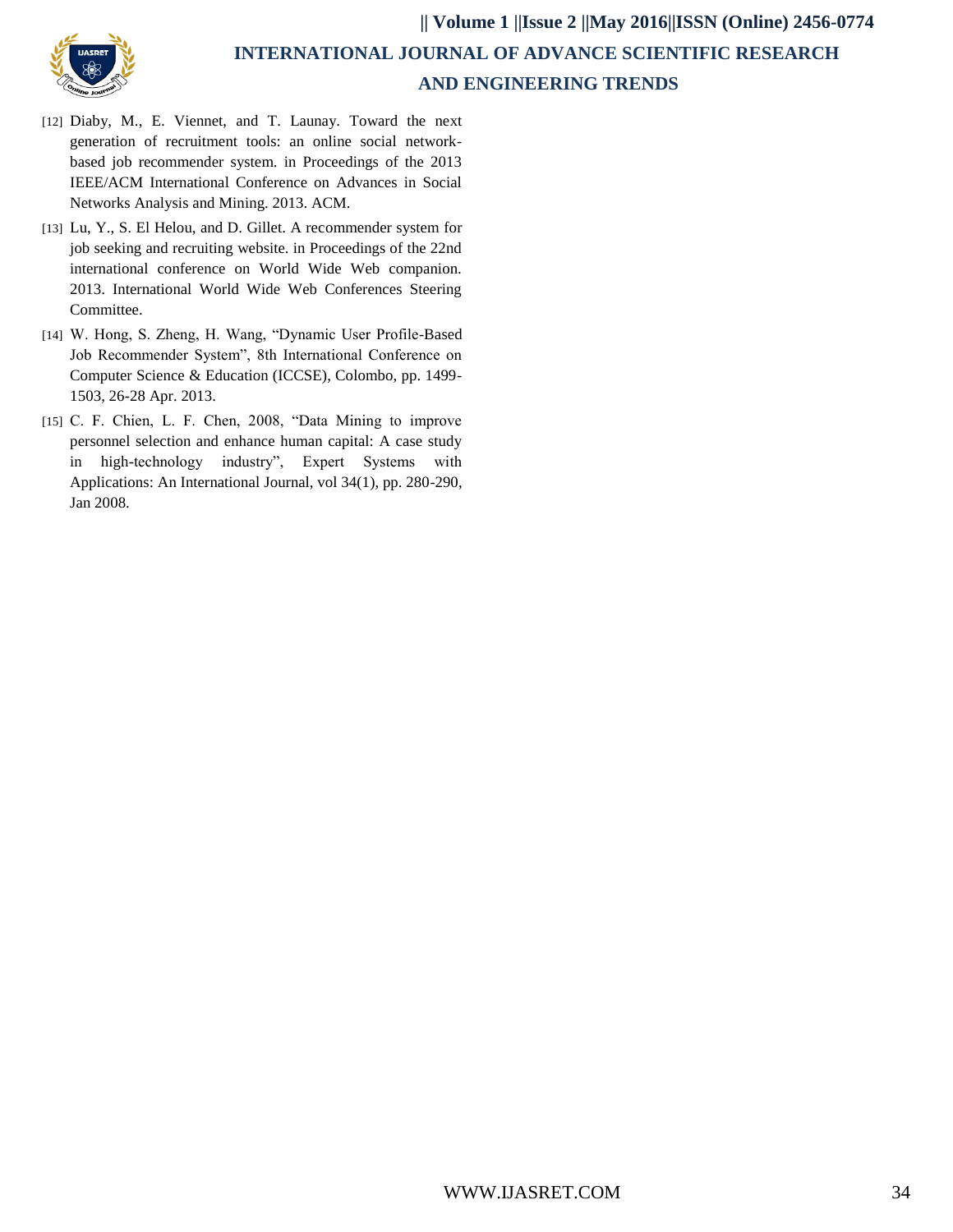[12] Diaby, M., E. Viennet, and T. Launay. Toward the next generation of recruitment tools: an online social network-based job recommender system. in Proceedings of the 2013 IEEE/ACM International Conference on Advances in Social Networks Analysis and Mining. 2013. ACM.

[13] Lu, Y., S. El Helou, and D. Gillet. A recommender system for job seeking and recruiting website. in Proceedings of the 22nd international conference on World Wide Web companion. 2013. International World Wide Web Conferences Steering Committee.

[14] W. Hong, S. Zheng, H. Wang, "Dynamic User Profile-Based Job Recommender System", 8th International Conference on Computer Science & Education (ICCSE), Colombo, pp. 1499-1503, 26-28 Apr. 2013.

[15] C. F. Chien, L. F. Chen, 2008, "Data Mining to improve personnel selection and enhance human capital: A case study in high-technology industry", Expert Systems with Applications: An International Journal, vol 34(1), pp. 280-290, Jan 2008.